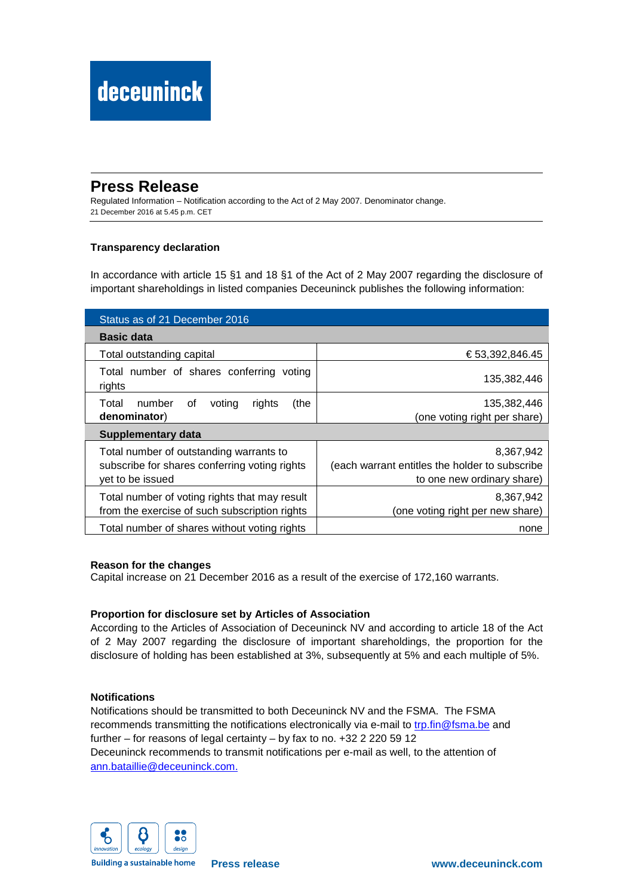deceuninck

# Press Release

Regulated Information – Notification according to the Act of 2 May 2007. Denominator change.
21 December 2016 at 5.45 p.m. CET

**Transparency declaration**

In accordance with article 15 §1 and 18 §1 of the Act of 2 May 2007 regarding the disclosure of important shareholdings in listed companies Deceuninck publishes the following information:

| Status as of 21 December 2016 | |
|---|---|
| **Basic data** | |
| Total outstanding capital | € 53,392,846.45 |
| Total number of shares conferring voting rights | 135,382,446 |
| Total number of voting rights (the **denominator**) | 135,382,446 (one voting right per share) |
| **Supplementary data** | |
| Total number of outstanding warrants to subscribe for shares conferring voting rights yet to be issued | 8,367,942 (each warrant entitles the holder to subscribe to one new ordinary share) |
| Total number of voting rights that may result from the exercise of such subscription rights | 8,367,942 (one voting right per new share) |
| Total number of shares without voting rights | none |

**Reason for the changes**
Capital increase on 21 December 2016 as a result of the exercise of 172,160 warrants.

**Proportion for disclosure set by Articles of Association**
According to the Articles of Association of Deceuninck NV and according to article 18 of the Act of 2 May 2007 regarding the disclosure of important shareholdings, the proportion for the disclosure of holding has been established at 3%, subsequently at 5% and each multiple of 5%.

**Notifications**
Notifications should be transmitted to both Deceuninck NV and the FSMA. The FSMA recommends transmitting the notifications electronically via e-mail to trp.fin@fsma.be and further – for reasons of legal certainty – by fax to no. +32 2 220 59 12
Deceuninck recommends to transmit notifications per e-mail as well, to the attention of ann.bataillie@deceuninck.com.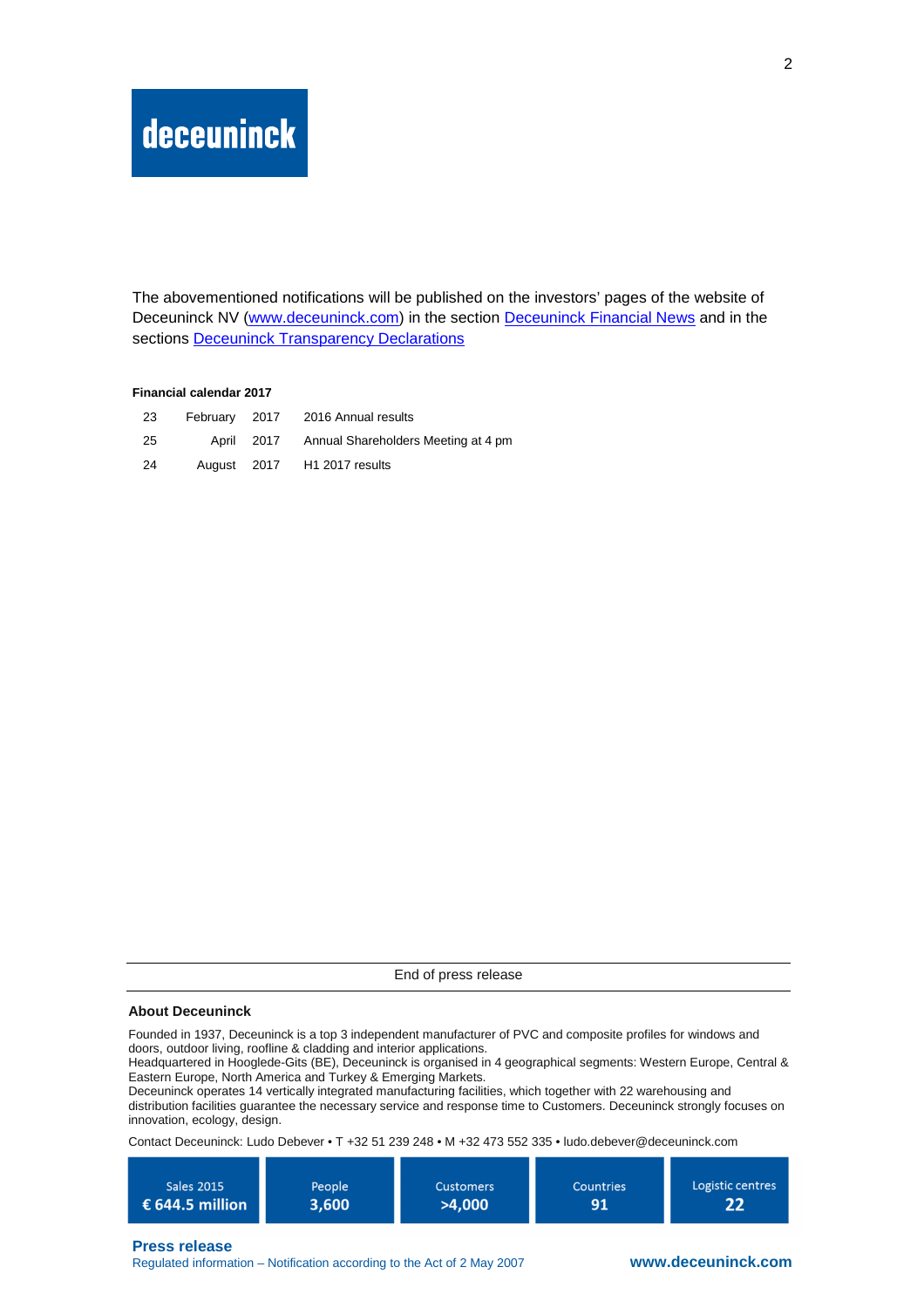The abovementioned notifications will be published on the investors' pages of the website of Deceuninck NV (www.deceuninck.com) in the section Deceuninck Financial News and in the sections Deceuninck Transparency Declarations

**Financial calendar 2017**

| | | | |
|---|---|---|---|
| 23 | February | 2017 | 2016 Annual results |
| 25 | April | 2017 | Annual Shareholders Meeting at 4 pm |
| 24 | August | 2017 | H1 2017 results |

End of press release

**About Deceuninck**

Founded in 1937, Deceuninck is a top 3 independent manufacturer of PVC and composite profiles for windows and doors, outdoor living, roofline & cladding and interior applications.
Headquartered in Hooglede-Gits (BE), Deceuninck is organised in 4 geographical segments: Western Europe, Central & Eastern Europe, North America and Turkey & Emerging Markets.
Deceuninck operates 14 vertically integrated manufacturing facilities, which together with 22 warehousing and distribution facilities guarantee the necessary service and response time to Customers. Deceuninck strongly focuses on innovation, ecology, design.

Contact Deceuninck: Ludo Debever • T +32 51 239 248 • M +32 473 552 335 • ludo.debever@deceuninck.com

| Sales 2015 | People | Customers | Countries | Logistic centres |
|---|---|---|---|---|
| € 644.5 million | 3,600 | >4,000 | 91 | 22 |